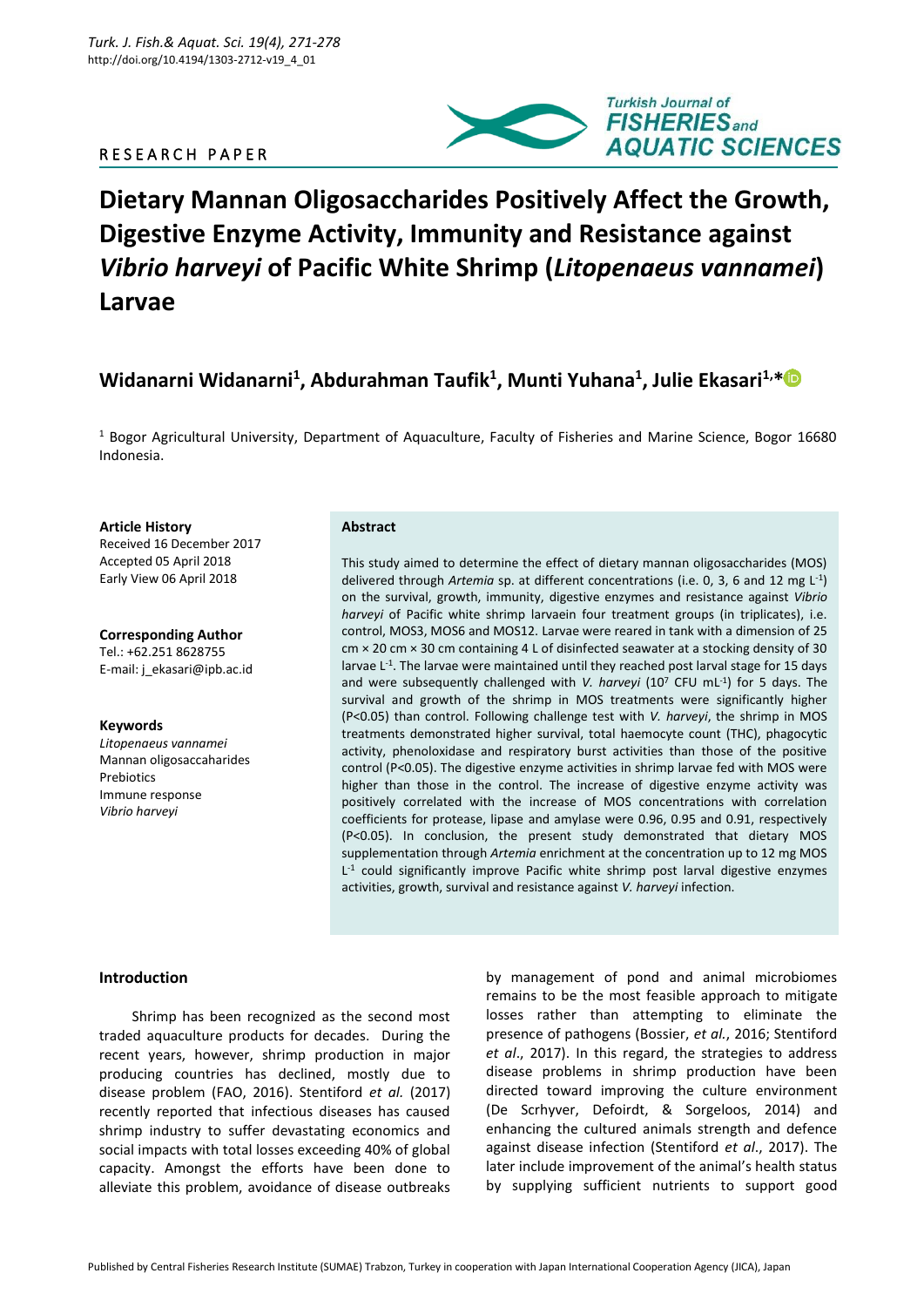RESEARCH PAPER

# Dietary Mannan Oligosaccharides Positively Affect the Growth, Digestive Enzyme Activity, Immunity and Resistance against *Vibrio harveyi* of Pacific White Shrimp (*Litopenaeus vannamei*) Larvae

## Widanarni Widanarni[1], Abdurahman Taufik[1], Munti Yuhana[1], Julie Ekasari[1,*]

[1] Bogor Agricultural University, Department of Aquaculture, Faculty of Fisheries and Marine Science, Bogor 16680 Indonesia.

**Article History**
Received 16 December 2017
Accepted 05 April 2018
Early View 06 April 2018

**Corresponding Author**
Tel.: +62.251 8628755
E-mail: j_ekasari@ipb.ac.id

**Keywords**
*Litopenaeus vannamei*
Mannan oligosaccaharides
Prebiotics
Immune response
*Vibrio harveyi*

**Abstract**

This study aimed to determine the effect of dietary mannan oligosaccharides (MOS) delivered through *Artemia* sp. at different concentrations (i.e. 0, 3, 6 and 12 mg $L^{-1}$) on the survival, growth, immunity, digestive enzymes and resistance against *Vibrio harveyi* of Pacific white shrimp larvaein four treatment groups (in triplicates), i.e. control, MOS3, MOS6 and MOS12. Larvae were reared in tank with a dimension of 25 cm × 20 cm × 30 cm containing 4 L of disinfected seawater at a stocking density of 30 larvae $L^{-1}$. The larvae were maintained until they reached post larval stage for 15 days and were subsequently challenged with *V. harveyi* ($10^7$ CFU $mL^{-1}$) for 5 days. The survival and growth of the shrimp in MOS treatments were significantly higher (P<0.05) than control. Following challenge test with *V. harveyi*, the shrimp in MOS treatments demonstrated higher survival, total haemocyte count (THC), phagocytic activity, phenoloxidase and respiratory burst activities than those of the positive control (P<0.05). The digestive enzyme activities in shrimp larvae fed with MOS were higher than those in the control. The increase of digestive enzyme activity was positively correlated with the increase of MOS concentrations with correlation coefficients for protease, lipase and amylase were 0.96, 0.95 and 0.91, respectively (P<0.05). In conclusion, the present study demonstrated that dietary MOS supplementation through *Artemia* enrichment at the concentration up to 12 mg MOS $L^{-1}$ could significantly improve Pacific white shrimp post larval digestive enzymes activities, growth, survival and resistance against *V. harveyi* infection.

## Introduction

Shrimp has been recognized as the second most traded aquaculture products for decades. During the recent years, however, shrimp production in major producing countries has declined, mostly due to disease problem (FAO, 2016). Stentiford *et al.* (2017) recently reported that infectious diseases has caused shrimp industry to suffer devastating economics and social impacts with total losses exceeding 40% of global capacity. Amongst the efforts have been done to alleviate this problem, avoidance of disease outbreaks by management of pond and animal microbiomes remains to be the most feasible approach to mitigate losses rather than attempting to eliminate the presence of pathogens (Bossier, *et al.*, 2016; Stentiford *et al*., 2017). In this regard, the strategies to address disease problems in shrimp production have been directed toward improving the culture environment (De Scrhyver, Defoirdt, & Sorgeloos, 2014) and enhancing the cultured animals strength and defence against disease infection (Stentiford *et al*., 2017). The later include improvement of the animal's health status by supplying sufficient nutrients to support good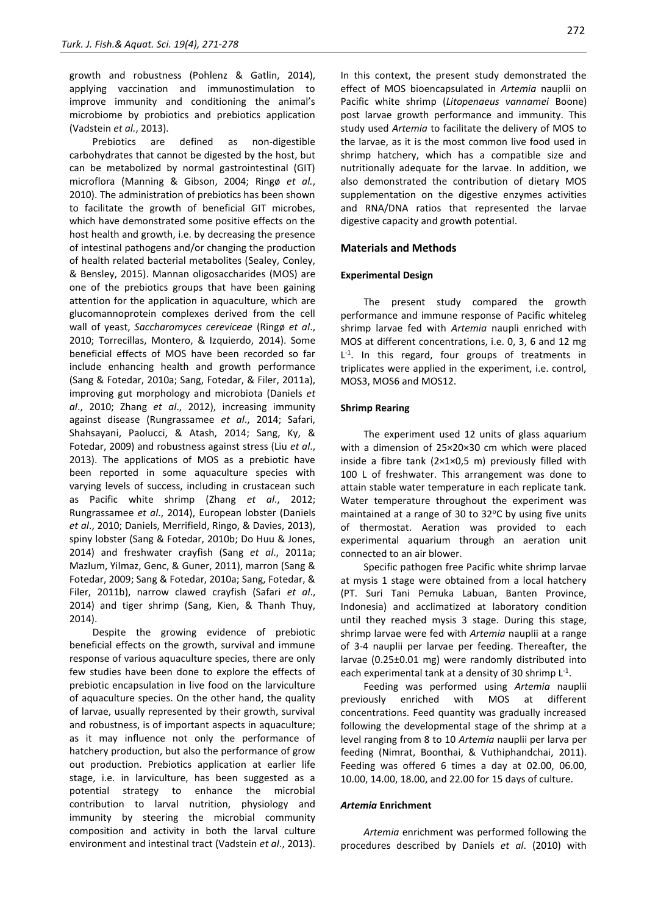growth and robustness (Pohlenz & Gatlin, 2014), applying vaccination and immunostimulation to improve immunity and conditioning the animal's microbiome by probiotics and prebiotics application (Vadstein *et al.*, 2013).

Prebiotics are defined as non-digestible carbohydrates that cannot be digested by the host, but can be metabolized by normal gastrointestinal (GIT) microflora (Manning & Gibson, 2004; Ringø *et al.*, 2010). The administration of prebiotics has been shown to facilitate the growth of beneficial GIT microbes, which have demonstrated some positive effects on the host health and growth, i.e. by decreasing the presence of intestinal pathogens and/or changing the production of health related bacterial metabolites (Sealey, Conley, & Bensley, 2015). Mannan oligosaccharides (MOS) are one of the prebiotics groups that have been gaining attention for the application in aquaculture, which are glucomannoprotein complexes derived from the cell wall of yeast, *Saccharomyces cereviceae* (Ringø *et al*., 2010; Torrecillas, Montero, & Izquierdo, 2014). Some beneficial effects of MOS have been recorded so far include enhancing health and growth performance (Sang & Fotedar, 2010a; Sang, Fotedar, & Filer, 2011a), improving gut morphology and microbiota (Daniels *et al*., 2010; Zhang *et al*., 2012), increasing immunity against disease (Rungrassamee *et al*., 2014; Safari, Shahsayani, Paolucci, & Atash, 2014; Sang, Ky, & Fotedar, 2009) and robustness against stress (Liu *et al*., 2013). The applications of MOS as a prebiotic have been reported in some aquaculture species with varying levels of success, including in crustacean such as Pacific white shrimp (Zhang *et al*., 2012; Rungrassamee *et al*., 2014), European lobster (Daniels *et al*., 2010; Daniels, Merrifield, Ringo, & Davies, 2013), spiny lobster (Sang & Fotedar, 2010b; Do Huu & Jones, 2014) and freshwater crayfish (Sang *et al*., 2011a; Mazlum, Yilmaz, Genc, & Guner, 2011), marron (Sang & Fotedar, 2009; Sang & Fotedar, 2010a; Sang, Fotedar, & Filer, 2011b), narrow clawed crayfish (Safari *et al*., 2014) and tiger shrimp (Sang, Kien, & Thanh Thuy, 2014).

Despite the growing evidence of prebiotic beneficial effects on the growth, survival and immune response of various aquaculture species, there are only few studies have been done to explore the effects of prebiotic encapsulation in live food on the larviculture of aquaculture species. On the other hand, the quality of larvae, usually represented by their growth, survival and robustness, is of important aspects in aquaculture; as it may influence not only the performance of hatchery production, but also the performance of grow out production. Prebiotics application at earlier life stage, i.e. in larviculture, has been suggested as a potential strategy to enhance the microbial contribution to larval nutrition, physiology and immunity by steering the microbial community composition and activity in both the larval culture environment and intestinal tract (Vadstein *et al*., 2013).

In this context, the present study demonstrated the effect of MOS bioencapsulated in *Artemia* nauplii on Pacific white shrimp (*Litopenaeus vannamei* Boone) post larvae growth performance and immunity. This study used *Artemia* to facilitate the delivery of MOS to the larvae, as it is the most common live food used in shrimp hatchery, which has a compatible size and nutritionally adequate for the larvae. In addition, we also demonstrated the contribution of dietary MOS supplementation on the digestive enzymes activities and RNA/DNA ratios that represented the larvae digestive capacity and growth potential.

## Materials and Methods

### Experimental Design

The present study compared the growth performance and immune response of Pacific whiteleg shrimp larvae fed with *Artemia* naupli enriched with MOS at different concentrations, i.e. 0, 3, 6 and 12 mg $L^{-1}$. In this regard, four groups of treatments in triplicates were applied in the experiment, i.e. control, MOS3, MOS6 and MOS12.

### Shrimp Rearing

The experiment used 12 units of glass aquarium with a dimension of 25×20×30 cm which were placed inside a fibre tank (2×1×0,5 m) previously filled with 100 L of freshwater. This arrangement was done to attain stable water temperature in each replicate tank. Water temperature throughout the experiment was maintained at a range of 30 to 32°C by using five units of thermostat. Aeration was provided to each experimental aquarium through an aeration unit connected to an air blower.

Specific pathogen free Pacific white shrimp larvae at mysis 1 stage were obtained from a local hatchery (PT. Suri Tani Pemuka Labuan, Banten Province, Indonesia) and acclimatized at laboratory condition until they reached mysis 3 stage. During this stage, shrimp larvae were fed with *Artemia* nauplii at a range of 3-4 nauplii per larvae per feeding. Thereafter, the larvae (0.25±0.01 mg) were randomly distributed into each experimental tank at a density of 30 shrimp $L^{-1}$.

Feeding was performed using *Artemia* nauplii previously enriched with MOS at different concentrations. Feed quantity was gradually increased following the developmental stage of the shrimp at a level ranging from 8 to 10 *Artemia* nauplii per larva per feeding (Nimrat, Boonthai, & Vuthiphandchai, 2011). Feeding was offered 6 times a day at 02.00, 06.00, 10.00, 14.00, 18.00, and 22.00 for 15 days of culture.

### *Artemia* Enrichment

*Artemia* enrichment was performed following the procedures described by Daniels *et al*. (2010) with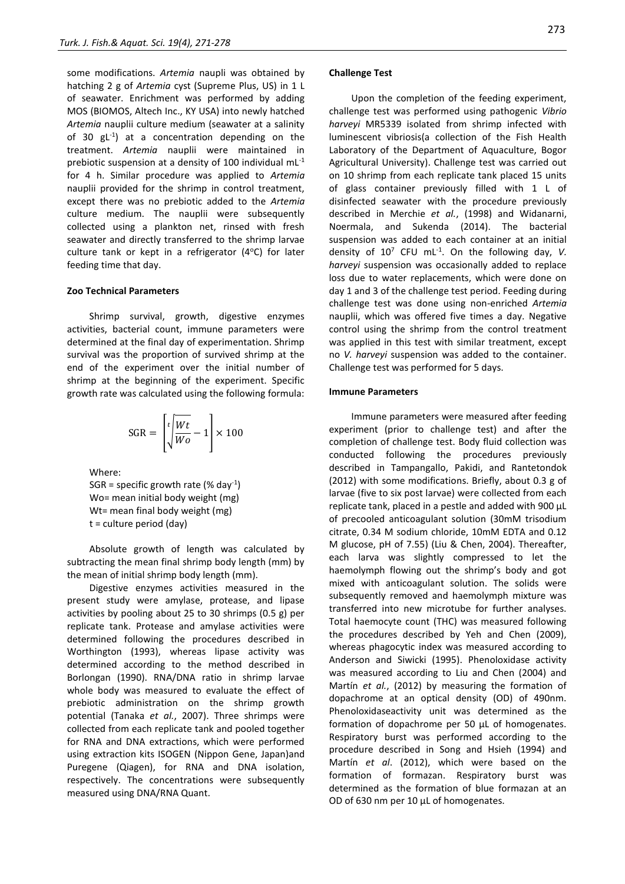some modifications. *Artemia* naupli was obtained by hatching 2 g of *Artemia* cyst (Supreme Plus, US) in 1 L of seawater. Enrichment was performed by adding MOS (BIOMOS, Altech Inc., KY USA) into newly hatched *Artemia* nauplii culture medium (seawater at a salinity of 30 $gL^{-1}$) at a concentration depending on the treatment. *Artemia* nauplii were maintained in prebiotic suspension at a density of 100 individual $mL^{-1}$ for 4 h. Similar procedure was applied to *Artemia* nauplii provided for the shrimp in control treatment, except there was no prebiotic added to the *Artemia* culture medium. The nauplii were subsequently collected using a plankton net, rinsed with fresh seawater and directly transferred to the shrimp larvae culture tank or kept in a refrigerator (4°C) for later feeding time that day.

#### Zoo Technical Parameters

Shrimp survival, growth, digestive enzymes activities, bacterial count, immune parameters were determined at the final day of experimentation. Shrimp survival was the proportion of survived shrimp at the end of the experiment over the initial number of shrimp at the beginning of the experiment. Specific growth rate was calculated using the following formula:

$$\mathrm{SGR} = \left[\sqrt[t]{\frac{Wt}{Wo}} - 1\right] \times 100$$

Where:

SGR = specific growth rate (% $day^{-1}$)
Wo= mean initial body weight (mg)
Wt= mean final body weight (mg)
t = culture period (day)

Absolute growth of length was calculated by subtracting the mean final shrimp body length (mm) by the mean of initial shrimp body length (mm).

Digestive enzymes activities measured in the present study were amylase, protease, and lipase activities by pooling about 25 to 30 shrimps (0.5 g) per replicate tank. Protease and amylase activities were determined following the procedures described in Worthington (1993), whereas lipase activity was determined according to the method described in Borlongan (1990). RNA/DNA ratio in shrimp larvae whole body was measured to evaluate the effect of prebiotic administration on the shrimp growth potential (Tanaka *et al.*, 2007). Three shrimps were collected from each replicate tank and pooled together for RNA and DNA extractions, which were performed using extraction kits ISOGEN (Nippon Gene, Japan)and Puregene (Qiagen), for RNA and DNA isolation, respectively. The concentrations were subsequently measured using DNA/RNA Quant.

#### Challenge Test

Upon the completion of the feeding experiment, challenge test was performed using pathogenic *Vibrio harveyi* MR5339 isolated from shrimp infected with luminescent vibriosis(a collection of the Fish Health Laboratory of the Department of Aquaculture, Bogor Agricultural University). Challenge test was carried out on 10 shrimp from each replicate tank placed 15 units of glass container previously filled with 1 L of disinfected seawater with the procedure previously described in Merchie *et al.*, (1998) and Widanarni, Noermala, and Sukenda (2014). The bacterial suspension was added to each container at an initial density of $10^7$ CFU $mL^{-1}$. On the following day, *V. harveyi* suspension was occasionally added to replace loss due to water replacements, which were done on day 1 and 3 of the challenge test period. Feeding during challenge test was done using non-enriched *Artemia* nauplii, which was offered five times a day. Negative control using the shrimp from the control treatment was applied in this test with similar treatment, except no *V. harveyi* suspension was added to the container. Challenge test was performed for 5 days.

#### Immune Parameters

Immune parameters were measured after feeding experiment (prior to challenge test) and after the completion of challenge test. Body fluid collection was conducted following the procedures previously described in Tampangallo, Pakidi, and Rantetondok (2012) with some modifications. Briefly, about 0.3 g of larvae (five to six post larvae) were collected from each replicate tank, placed in a pestle and added with 900 µL of precooled anticoagulant solution (30mM trisodium citrate, 0.34 M sodium chloride, 10mM EDTA and 0.12 M glucose, pH of 7.55) (Liu & Chen, 2004). Thereafter, each larva was slightly compressed to let the haemolymph flowing out the shrimp's body and got mixed with anticoagulant solution. The solids were subsequently removed and haemolymph mixture was transferred into new microtube for further analyses. Total haemocyte count (THC) was measured following the procedures described by Yeh and Chen (2009), whereas phagocytic index was measured according to Anderson and Siwicki (1995). Phenoloxidase activity was measured according to Liu and Chen (2004) and Martín *et al.*, (2012) by measuring the formation of dopachrome at an optical density (OD) of 490nm. Phenoloxidaseactivity unit was determined as the formation of dopachrome per 50 µL of homogenates. Respiratory burst was performed according to the procedure described in Song and Hsieh (1994) and Martín *et al*. (2012), which were based on the formation of formazan. Respiratory burst was determined as the formation of blue formazan at an OD of 630 nm per 10 µL of homogenates.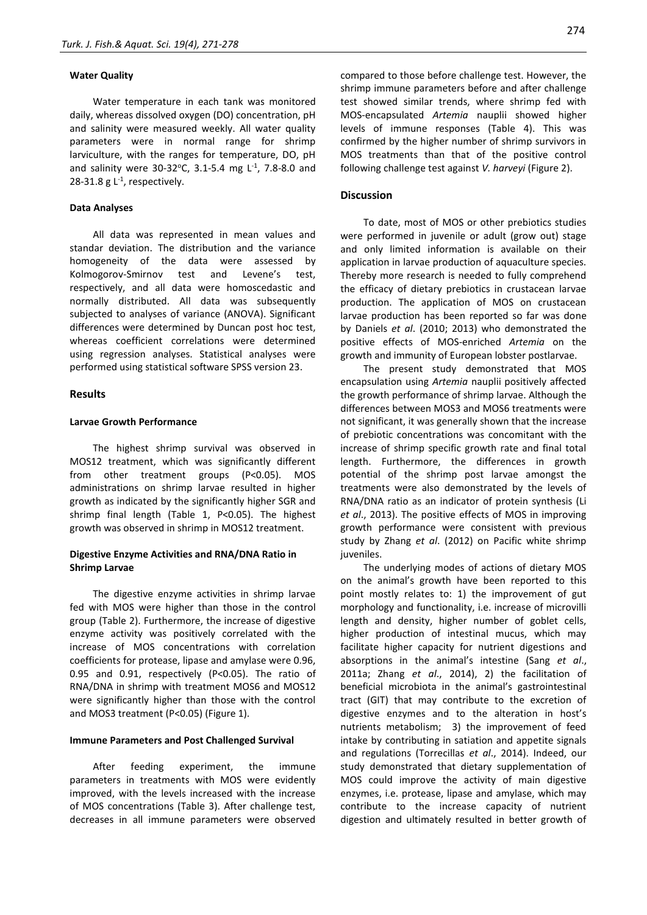### Water Quality

Water temperature in each tank was monitored daily, whereas dissolved oxygen (DO) concentration, pH and salinity were measured weekly. All water quality parameters were in normal range for shrimp larviculture, with the ranges for temperature, DO, pH and salinity were 30-32°C, 3.1-5.4 mg $L^{-1}$, 7.8-8.0 and 28-31.8 g $L^{-1}$, respectively.

### Data Analyses

All data was represented in mean values and standar deviation. The distribution and the variance homogeneity of the data were assessed by Kolmogorov-Smirnov test and Levene's test, respectively, and all data were homoscedastic and normally distributed. All data was subsequently subjected to analyses of variance (ANOVA). Significant differences were determined by Duncan post hoc test, whereas coefficient correlations were determined using regression analyses. Statistical analyses were performed using statistical software SPSS version 23.

## Results

### Larvae Growth Performance

The highest shrimp survival was observed in MOS12 treatment, which was significantly different from other treatment groups ($P<0.05$). MOS administrations on shrimp larvae resulted in higher growth as indicated by the significantly higher SGR and shrimp final length (Table 1, $P<0.05$). The highest growth was observed in shrimp in MOS12 treatment.

### Digestive Enzyme Activities and RNA/DNA Ratio in Shrimp Larvae

The digestive enzyme activities in shrimp larvae fed with MOS were higher than those in the control group (Table 2). Furthermore, the increase of digestive enzyme activity was positively correlated with the increase of MOS concentrations with correlation coefficients for protease, lipase and amylase were 0.96, 0.95 and 0.91, respectively ($P<0.05$). The ratio of RNA/DNA in shrimp with treatment MOS6 and MOS12 were significantly higher than those with the control and MOS3 treatment ($P<0.05$) (Figure 1).

### Immune Parameters and Post Challenged Survival

After feeding experiment, the immune parameters in treatments with MOS were evidently improved, with the levels increased with the increase of MOS concentrations (Table 3). After challenge test, decreases in all immune parameters were observed compared to those before challenge test. However, the shrimp immune parameters before and after challenge test showed similar trends, where shrimp fed with MOS-encapsulated *Artemia* nauplii showed higher levels of immune responses (Table 4). This was confirmed by the higher number of shrimp survivors in MOS treatments than that of the positive control following challenge test against *V. harveyi* (Figure 2).

## Discussion

To date, most of MOS or other prebiotics studies were performed in juvenile or adult (grow out) stage and only limited information is available on their application in larvae production of aquaculture species. Thereby more research is needed to fully comprehend the efficacy of dietary prebiotics in crustacean larvae production. The application of MOS on crustacean larvae production has been reported so far was done by Daniels *et al*. (2010; 2013) who demonstrated the positive effects of MOS-enriched *Artemia* on the growth and immunity of European lobster postlarvae.

The present study demonstrated that MOS encapsulation using *Artemia* nauplii positively affected the growth performance of shrimp larvae. Although the differences between MOS3 and MOS6 treatments were not significant, it was generally shown that the increase of prebiotic concentrations was concomitant with the increase of shrimp specific growth rate and final total length. Furthermore, the differences in growth potential of the shrimp post larvae amongst the treatments were also demonstrated by the levels of RNA/DNA ratio as an indicator of protein synthesis (Li *et al*., 2013). The positive effects of MOS in improving growth performance were consistent with previous study by Zhang *et al*. (2012) on Pacific white shrimp juveniles.

The underlying modes of actions of dietary MOS on the animal's growth have been reported to this point mostly relates to: 1) the improvement of gut morphology and functionality, i.e. increase of microvilli length and density, higher number of goblet cells, higher production of intestinal mucus, which may facilitate higher capacity for nutrient digestions and absorptions in the animal's intestine (Sang *et al*., 2011a; Zhang *et al*., 2014), 2) the facilitation of beneficial microbiota in the animal's gastrointestinal tract (GIT) that may contribute to the excretion of digestive enzymes and to the alteration in host's nutrients metabolism; 3) the improvement of feed intake by contributing in satiation and appetite signals and regulations (Torrecillas *et al*., 2014). Indeed, our study demonstrated that dietary supplementation of MOS could improve the activity of main digestive enzymes, i.e. protease, lipase and amylase, which may contribute to the increase capacity of nutrient digestion and ultimately resulted in better growth of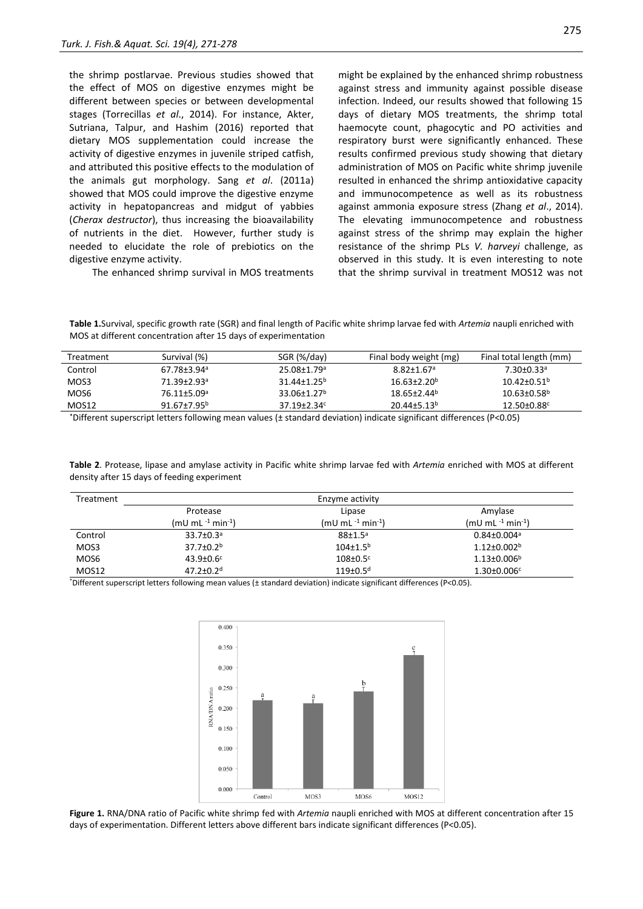the shrimp postlarvae. Previous studies showed that the effect of MOS on digestive enzymes might be different between species or between developmental stages (Torrecillas *et al*., 2014). For instance, Akter, Sutriana, Talpur, and Hashim (2016) reported that dietary MOS supplementation could increase the activity of digestive enzymes in juvenile striped catfish, and attributed this positive effects to the modulation of the animals gut morphology. Sang *et al*. (2011a) showed that MOS could improve the digestive enzyme activity in hepatopancreas and midgut of yabbies (*Cherax destructor*), thus increasing the bioavailability of nutrients in the diet. However, further study is needed to elucidate the role of prebiotics on the digestive enzyme activity.

The enhanced shrimp survival in MOS treatments might be explained by the enhanced shrimp robustness against stress and immunity against possible disease infection. Indeed, our results showed that following 15 days of dietary MOS treatments, the shrimp total haemocyte count, phagocytic and PO activities and respiratory burst were significantly enhanced. These results confirmed previous study showing that dietary administration of MOS on Pacific white shrimp juvenile resulted in enhanced the shrimp antioxidative capacity and immunocompetence as well as its robustness against ammonia exposure stress (Zhang *et al*., 2014). The elevating immunocompetence and robustness against stress of the shrimp may explain the higher resistance of the shrimp PLs *V. harveyi* challenge, as observed in this study. It is even interesting to note that the shrimp survival in treatment MOS12 was not

**Table 1.** Survival, specific growth rate (SGR) and final length of Pacific white shrimp larvae fed with *Artemia* naupli enriched with MOS at different concentration after 15 days of experimentation

| Treatment | Survival (%) | SGR (%/day) | Final body weight (mg) | Final total length (mm) |
|---|---|---|---|---|
| Control | 67.78±3.94$^{a}$ | 25.08±1.79$^{a}$ | 8.82±1.67$^{a}$ | 7.30±0.33$^{a}$ |
| MOS3 | 71.39±2.93$^{a}$ | 31.44±1.25$^{b}$ | 16.63±2.20$^{b}$ | 10.42±0.51$^{b}$ |
| MOS6 | 76.11±5.09$^{a}$ | 33.06±1.27$^{b}$ | 18.65±2.44$^{b}$ | 10.63±0.58$^{b}$ |
| MOS12 | 91.67±7.95$^{b}$ | 37.19±2.34$^{c}$ | 20.44±5.13$^{b}$ | 12.50±0.88$^{c}$ |

*Different superscript letters following mean values (± standard deviation) indicate significant differences (P<0.05)

**Table 2**. Protease, lipase and amylase activity in Pacific white shrimp larvae fed with *Artemia* enriched with MOS at different density after 15 days of feeding experiment

| Treatment | Enzyme activity | | |
|---|---|---|---|
| | Protease (mU mL$^{-1}$ min$^{-1}$) | Lipase (mU mL$^{-1}$ min$^{-1}$) | Amylase (mU mL$^{-1}$ min$^{-1}$) |
| Control | 33.7±0.3$^{a}$ | 88±1.5$^{a}$ | 0.84±0.004$^{a}$ |
| MOS3 | 37.7±0.2$^{b}$ | 104±1.5$^{b}$ | 1.12±0.002$^{b}$ |
| MOS6 | 43.9±0.6$^{c}$ | 108±0.5$^{c}$ | 1.13±0.006$^{b}$ |
| MOS12 | 47.2±0.2$^{d}$ | 119±0.5$^{d}$ | 1.30±0.006$^{c}$ |

*Different superscript letters following mean values (± standard deviation) indicate significant differences (P<0.05).

**Figure 1.** RNA/DNA ratio of Pacific white shrimp fed with *Artemia* naupli enriched with MOS at different concentration after 15 days of experimentation. Different letters above different bars indicate significant differences (P<0.05).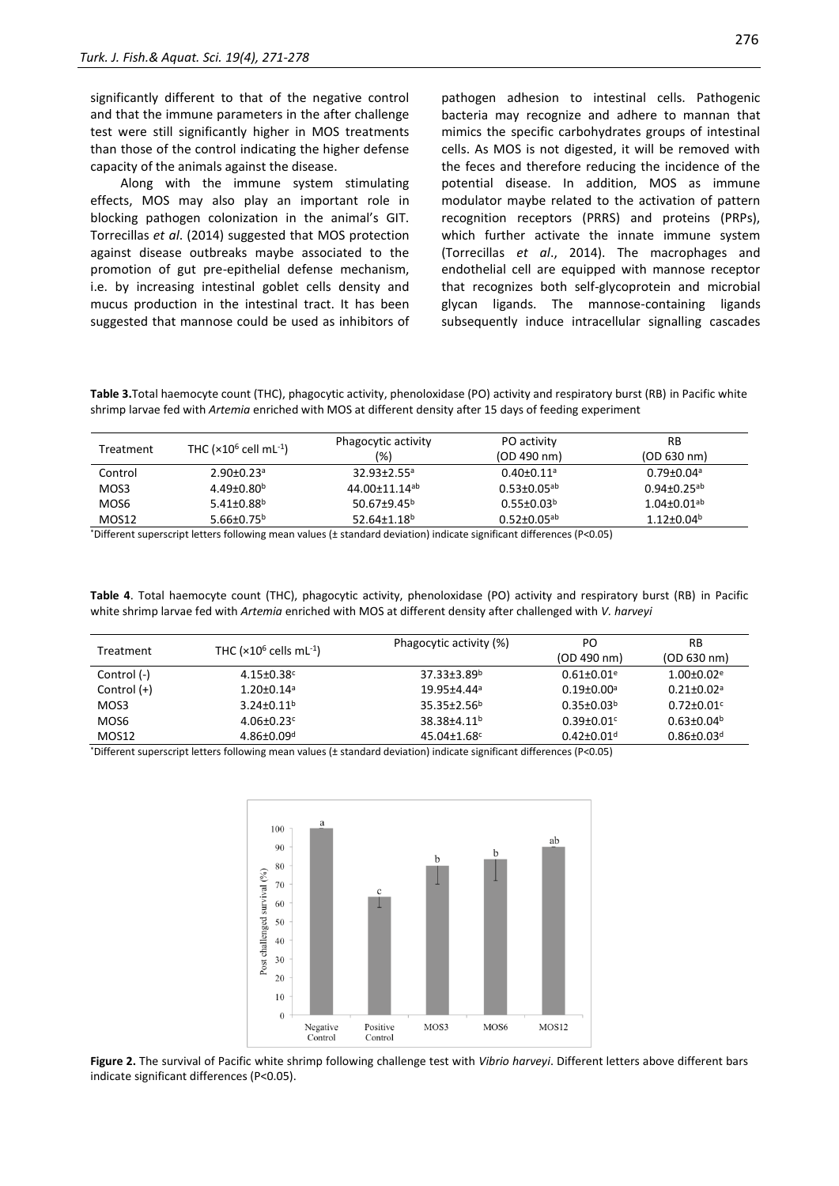significantly different to that of the negative control and that the immune parameters in the after challenge test were still significantly higher in MOS treatments than those of the control indicating the higher defense capacity of the animals against the disease.

Along with the immune system stimulating effects, MOS may also play an important role in blocking pathogen colonization in the animal's GIT. Torrecillas *et al*. (2014) suggested that MOS protection against disease outbreaks maybe associated to the promotion of gut pre-epithelial defense mechanism, i.e. by increasing intestinal goblet cells density and mucus production in the intestinal tract. It has been suggested that mannose could be used as inhibitors of pathogen adhesion to intestinal cells. Pathogenic bacteria may recognize and adhere to mannan that mimics the specific carbohydrates groups of intestinal cells. As MOS is not digested, it will be removed with the feces and therefore reducing the incidence of the potential disease. In addition, MOS as immune modulator maybe related to the activation of pattern recognition receptors (PRRS) and proteins (PRPs), which further activate the innate immune system (Torrecillas *et al*., 2014). The macrophages and endothelial cell are equipped with mannose receptor that recognizes both self-glycoprotein and microbial glycan ligands. The mannose-containing ligands subsequently induce intracellular signalling cascades

**Table 3.** Total haemocyte count (THC), phagocytic activity, phenoloxidase (PO) activity and respiratory burst (RB) in Pacific white shrimp larvae fed with *Artemia* enriched with MOS at different density after 15 days of feeding experiment

| Treatment | THC ($\times10^6$ cell mL$^{-1}$) | Phagocytic activity (%) | PO activity (OD 490 nm) | RB (OD 630 nm) |
|---|---|---|---|---|
| Control | 2.90±0.23$^a$ | 32.93±2.55$^a$ | 0.40±0.11$^a$ | 0.79±0.04$^a$ |
| MOS3 | 4.49±0.80$^b$ | 44.00±11.14$^{ab}$ | 0.53±0.05$^{ab}$ | 0.94±0.25$^{ab}$ |
| MOS6 | 5.41±0.88$^b$ | 50.67±9.45$^b$ | 0.55±0.03$^b$ | 1.04±0.01$^{ab}$ |
| MOS12 | 5.66±0.75$^b$ | 52.64±1.18$^b$ | 0.52±0.05$^{ab}$ | 1.12±0.04$^b$ |

*Different superscript letters following mean values (± standard deviation) indicate significant differences (P<0.05)

**Table 4**. Total haemocyte count (THC), phagocytic activity, phenoloxidase (PO) activity and respiratory burst (RB) in Pacific white shrimp larvae fed with *Artemia* enriched with MOS at different density after challenged with *V. harveyi*

| Treatment | THC ($\times10^6$ cells mL$^{-1}$) | Phagocytic activity (%) | PO (OD 490 nm) | RB (OD 630 nm) |
|---|---|---|---|---|
| Control (-) | 4.15±0.38$^c$ | 37.33±3.89$^b$ | 0.61±0.01$^e$ | 1.00±0.02$^e$ |
| Control (+) | 1.20±0.14$^a$ | 19.95±4.44$^a$ | 0.19±0.00$^a$ | 0.21±0.02$^a$ |
| MOS3 | 3.24±0.11$^b$ | 35.35±2.56$^b$ | 0.35±0.03$^b$ | 0.72±0.01$^c$ |
| MOS6 | 4.06±0.23$^c$ | 38.38±4.11$^b$ | 0.39±0.01$^c$ | 0.63±0.04$^b$ |
| MOS12 | 4.86±0.09$^d$ | 45.04±1.68$^c$ | 0.42±0.01$^d$ | 0.86±0.03$^d$ |

*Different superscript letters following mean values (± standard deviation) indicate significant differences (P<0.05)

**Figure 2.** The survival of Pacific white shrimp following challenge test with *Vibrio harveyi*. Different letters above different bars indicate significant differences (P<0.05).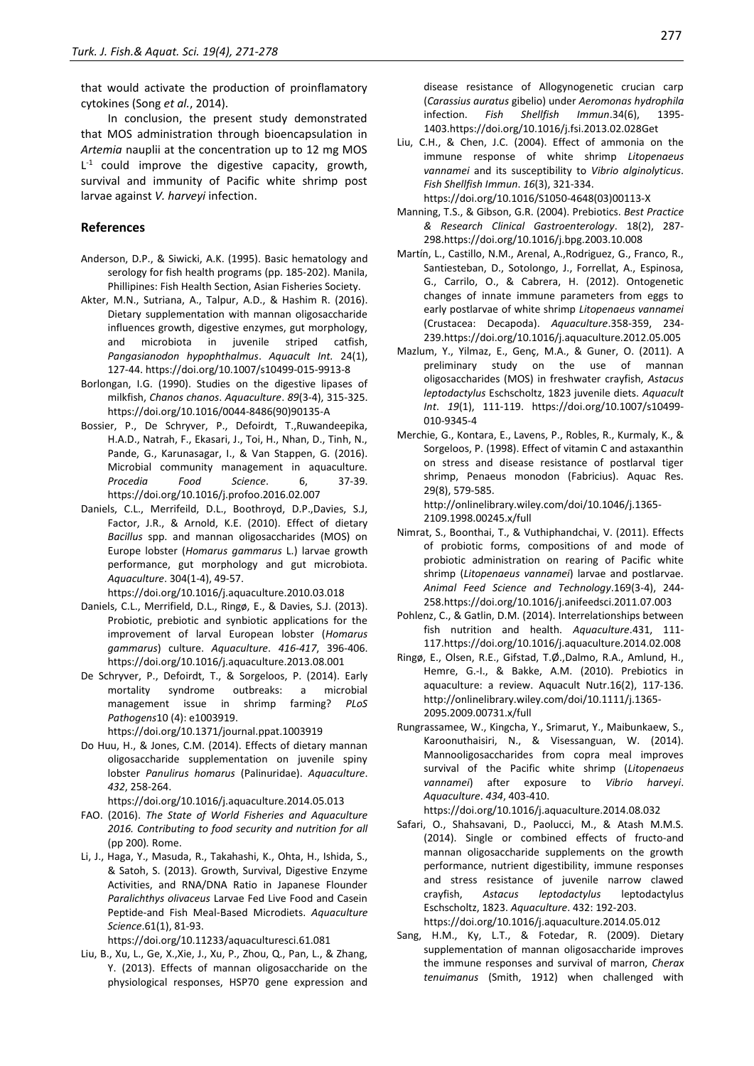that would activate the production of proinflamatory cytokines (Song *et al.*, 2014).

In conclusion, the present study demonstrated that MOS administration through bioencapsulation in *Artemia* nauplii at the concentration up to 12 mg MOS $L^{-1}$ could improve the digestive capacity, growth, survival and immunity of Pacific white shrimp post larvae against *V. harveyi* infection.

## References

Anderson, D.P., & Siwicki, A.K. (1995). Basic hematology and serology for fish health programs (pp. 185-202). Manila, Phillipines: Fish Health Section, Asian Fisheries Society.

Akter, M.N., Sutriana, A., Talpur, A.D., & Hashim R. (2016). Dietary supplementation with mannan oligosaccharide influences growth, digestive enzymes, gut morphology, and microbiota in juvenile striped catfish, *Pangasianodon hypophthalmus*. *Aquacult Int.* 24(1), 127-44. https://doi.org/10.1007/s10499-015-9913-8

Borlongan, I.G. (1990). Studies on the digestive lipases of milkfish, *Chanos chanos*. *Aquaculture*. *89*(3-4), 315-325. https://doi.org/10.1016/0044-8486(90)90135-A

Bossier, P., De Schryver, P., Defoirdt, T.,Ruwandeepika, H.A.D., Natrah, F., Ekasari, J., Toi, H., Nhan, D., Tinh, N., Pande, G., Karunasagar, I., & Van Stappen, G. (2016). Microbial community management in aquaculture. *Procedia Food Science*. 6, 37-39. https://doi.org/10.1016/j.profoo.2016.02.007

Daniels, C.L., Merrifeild, D.L., Boothroyd, D.P.,Davies, S.J, Factor, J.R., & Arnold, K.E. (2010). Effect of dietary *Bacillus* spp. and mannan oligosaccharides (MOS) on Europe lobster (*Homarus gammarus* L.) larvae growth performance, gut morphology and gut microbiota. *Aquaculture*. 304(1-4), 49-57. https://doi.org/10.1016/j.aquaculture.2010.03.018

Daniels, C.L., Merrifield, D.L., Ringø, E., & Davies, S.J. (2013). Probiotic, prebiotic and synbiotic applications for the improvement of larval European lobster (*Homarus gammarus*) culture. *Aquaculture*. *416-417*, 396-406. https://doi.org/10.1016/j.aquaculture.2013.08.001

De Schryver, P., Defoirdt, T., & Sorgeloos, P. (2014). Early mortality syndrome outbreaks: a microbial management issue in shrimp farming? *PLoS Pathogens*10 (4): e1003919. https://doi.org/10.1371/journal.ppat.1003919

Do Huu, H., & Jones, C.M. (2014). Effects of dietary mannan oligosaccharide supplementation on juvenile spiny lobster *Panulirus homarus* (Palinuridae). *Aquaculture*. *432*, 258-264. https://doi.org/10.1016/j.aquaculture.2014.05.013

FAO. (2016). *The State of World Fisheries and Aquaculture 2016. Contributing to food security and nutrition for all* (pp 200)*.* Rome.

Li, J., Haga, Y., Masuda, R., Takahashi, K., Ohta, H., Ishida, S., & Satoh, S. (2013). Growth, Survival, Digestive Enzyme Activities, and RNA/DNA Ratio in Japanese Flounder *Paralichthys olivaceus* Larvae Fed Live Food and Casein Peptide-and Fish Meal-Based Microdiets. *Aquaculture Science*.61(1), 81-93. https://doi.org/10.11233/aquaculturesci.61.081

Liu, B., Xu, L., Ge, X.,Xie, J., Xu, P., Zhou, Q., Pan, L., & Zhang, Y. (2013). Effects of mannan oligosaccharide on the physiological responses, HSP70 gene expression and disease resistance of Allogynogenetic crucian carp (*Carassius auratus* gibelio) under *Aeromonas hydrophila* infection. *Fish Shellfish Immun*.34(6), 1395-1403.https://doi.org/10.1016/j.fsi.2013.02.028Get

Liu, C.H., & Chen, J.C. (2004). Effect of ammonia on the immune response of white shrimp *Litopenaeus vannamei* and its susceptibility to *Vibrio alginolyticus*. *Fish Shellfish Immun*. *16*(3), 321-334. https://doi.org/10.1016/S1050-4648(03)00113-X

Manning, T.S., & Gibson, G.R. (2004). Prebiotics. *Best Practice & Research Clinical Gastroenterology*. 18(2), 287-298.https://doi.org/10.1016/j.bpg.2003.10.008

Martín, L., Castillo, N.M., Arenal, A.,Rodriguez, G., Franco, R., Santiesteban, D., Sotolongo, J., Forrellat, A., Espinosa, G., Carrilo, O., & Cabrera, H. (2012). Ontogenetic changes of innate immune parameters from eggs to early postlarvae of white shrimp *Litopenaeus vannamei* (Crustacea: Decapoda). *Aquaculture*.358-359, 234-239.https://doi.org/10.1016/j.aquaculture.2012.05.005

Mazlum, Y., Yilmaz, E., Genç, M.A., & Guner, O. (2011). A preliminary study on the use of mannan oligosaccharides (MOS) in freshwater crayfish, *Astacus leptodactylus* Eschscholtz, 1823 juvenile diets. *Aquacult Int*. *19*(1), 111-119. https://doi.org/10.1007/s10499-010-9345-4

Merchie, G., Kontara, E., Lavens, P., Robles, R., Kurmaly, K., & Sorgeloos, P. (1998). Effect of vitamin C and astaxanthin on stress and disease resistance of postlarval tiger shrimp, Penaeus monodon (Fabricius). Aquac Res. 29(8), 579-585. http://onlinelibrary.wiley.com/doi/10.1046/j.1365-2109.1998.00245.x/full

Nimrat, S., Boonthai, T., & Vuthiphandchai, V. (2011). Effects of probiotic forms, compositions of and mode of probiotic administration on rearing of Pacific white shrimp (*Litopenaeus vannamei*) larvae and postlarvae. *Animal Feed Science and Technology*.169(3-4), 244-258.https://doi.org/10.1016/j.anifeedsci.2011.07.003

Pohlenz, C., & Gatlin, D.M. (2014). Interrelationships between fish nutrition and health. *Aquaculture*.431, 111-117.https://doi.org/10.1016/j.aquaculture.2014.02.008

Ringø, E., Olsen, R.E., Gifstad, T.Ø.,Dalmo, R.A., Amlund, H., Hemre, G.-I., & Bakke, A.M. (2010). Prebiotics in aquaculture: a review. Aquacult Nutr.16(2), 117-136. http://onlinelibrary.wiley.com/doi/10.1111/j.1365-2095.2009.00731.x/full

Rungrassamee, W., Kingcha, Y., Srimarut, Y., Maibunkaew, S., Karoonuthaisiri, N., & Visessanguan, W. (2014). Mannooligosaccharides from copra meal improves survival of the Pacific white shrimp (*Litopenaeus vannamei*) after exposure to *Vibrio harveyi*. *Aquaculture*. *434*, 403-410. https://doi.org/10.1016/j.aquaculture.2014.08.032

Safari, O., Shahsavani, D., Paolucci, M., & Atash M.M.S. (2014). Single or combined effects of fructo-and mannan oligosaccharide supplements on the growth performance, nutrient digestibility, immune responses and stress resistance of juvenile narrow clawed crayfish, *Astacus leptodactylus* leptodactylus Eschscholtz, 1823. *Aquaculture*. 432: 192-203. https://doi.org/10.1016/j.aquaculture.2014.05.012

Sang, H.M., Ky, L.T., & Fotedar, R. (2009). Dietary supplementation of mannan oligosaccharide improves the immune responses and survival of marron, *Cherax tenuimanus* (Smith, 1912) when challenged with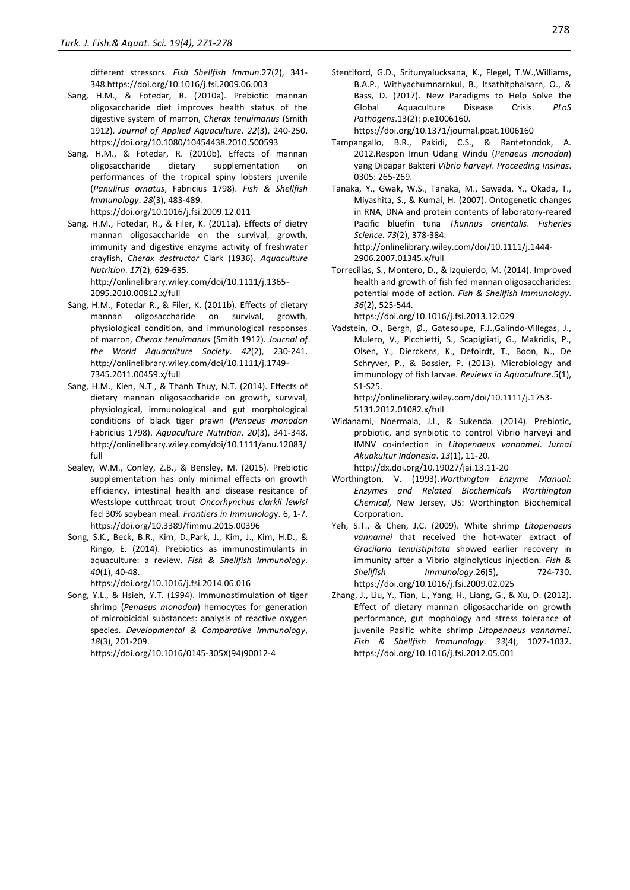different stressors. *Fish Shellfish Immun*.27(2), 341-348.https://doi.org/10.1016/j.fsi.2009.06.003

Sang, H.M., & Fotedar, R. (2010a). Prebiotic mannan oligosaccharide diet improves health status of the digestive system of marron, *Cherax tenuimanus* (Smith 1912). *Journal of Applied Aquaculture*. *22*(3), 240-250. https://doi.org/10.1080/10454438.2010.500593

Sang, H.M., & Fotedar, R. (2010b). Effects of mannan oligosaccharide dietary supplementation on performances of the tropical spiny lobsters juvenile (*Panulirus ornatus*, Fabricius 1798). *Fish & Shellfish Immunology*. *28*(3), 483-489. https://doi.org/10.1016/j.fsi.2009.12.011

Sang, H.M., Fotedar, R., & Filer, K. (2011a). Effects of dietry mannan oligosaccharide on the survival, growth, immunity and digestive enzyme activity of freshwater crayfish, *Cherax destructor* Clark (1936). *Aquaculture Nutrition*. *17*(2), 629-635. http://onlinelibrary.wiley.com/doi/10.1111/j.1365-2095.2010.00812.x/full

Sang, H.M., Fotedar R., & Filer, K. (2011b). Effects of dietary mannan oligosaccharide on survival, growth, physiological condition, and immunological responses of marron, *Cherax tenuimanus* (Smith 1912). *Journal of the World Aquaculture Society*. *42*(2), 230-241. http://onlinelibrary.wiley.com/doi/10.1111/j.1749-7345.2011.00459.x/full

Sang, H.M., Kien, N.T., & Thanh Thuy, N.T. (2014). Effects of dietary mannan oligosaccharide on growth, survival, physiological, immunological and gut morphological conditions of black tiger prawn (*Penaeus monodon* Fabricius 1798). *Aquaculture Nutrition*. *20*(3), 341-348. http://onlinelibrary.wiley.com/doi/10.1111/anu.12083/full

Sealey, W.M., Conley, Z.B., & Bensley, M. (2015). Prebiotic supplementation has only minimal effects on growth efficiency, intestinal health and disease resitance of Westslope cutthroat trout *Oncorhynchus clarkii lewisi* fed 30% soybean meal. *Frontiers in Immunolog*y. 6, 1-7. https://doi.org/10.3389/fimmu.2015.00396

Song, S.K., Beck, B.R., Kim, D.,Park, J., Kim, J., Kim, H.D., & Ringo, E. (2014). Prebiotics as immunostimulants in aquaculture: a review. *Fish & Shellfish Immunology*. *40*(1), 40-48. https://doi.org/10.1016/j.fsi.2014.06.016

Song, Y.L., & Hsieh, Y.T. (1994). Immunostimulation of tiger shrimp (*Penaeus monodon*) hemocytes for generation of microbicidal substances: analysis of reactive oxygen species. *Developmental & Comparative Immunology*, *18*(3), 201-209. https://doi.org/10.1016/0145-305X(94)90012-4

Stentiford, G.D., Sritunyalucksana, K., Flegel, T.W.,Williams, B.A.P., Withyachumnarnkul, B., Itsathitphaisarn, O., & Bass, D. (2017). New Paradigms to Help Solve the Global Aquaculture Disease Crisis. *PLoS Pathogens*.13(2): p.e1006160. https://doi.org/10.1371/journal.ppat.1006160

Tampangallo, B.R., Pakidi, C.S., & Rantetondok, A. 2012.Respon Imun Udang Windu (*Penaeus monodon*) yang Dipapar Bakteri *Vibrio harveyi*. *Proceeding Insinas*. 0305: 265-269.

Tanaka, Y., Gwak, W.S., Tanaka, M., Sawada, Y., Okada, T., Miyashita, S., & Kumai, H. (2007). Ontogenetic changes in RNA, DNA and protein contents of laboratory-reared Pacific bluefin tuna *Thunnus orientalis*. *Fisheries Science. 73*(2), 378-384. http://onlinelibrary.wiley.com/doi/10.1111/j.1444-2906.2007.01345.x/full

Torrecillas, S., Montero, D., & Izquierdo, M. (2014). Improved health and growth of fish fed mannan oligosaccharides: potential mode of action. *Fish & Shellfish Immunology*. *36*(2), 525-544. https://doi.org/10.1016/j.fsi.2013.12.029

Vadstein, O., Bergh, Ø., Gatesoupe, F.J.,Galindo-Villegas, J., Mulero, V., Picchietti, S., Scapigliati, G., Makridis, P., Olsen, Y., Dierckens, K., Defoirdt, T., Boon, N., De Schryver, P., & Bossier, P. (2013). Microbiology and immunology of fish larvae. *Reviews in Aquaculture*.5(1), S1-S25. http://onlinelibrary.wiley.com/doi/10.1111/j.1753-5131.2012.01082.x/full

Widanarni, Noermala, J.I., & Sukenda. (2014). Prebiotic, probiotic, and synbiotic to control Vibrio harveyi and IMNV co-infection in *Litopenaeus vannamei*. *Jurnal Akuakultur Indonesia*. *13*(1), 11-20. http://dx.doi.org/10.19027/jai.13.11-20

Worthington, V. (1993).*Worthington Enzyme Manual: Enzymes and Related Biochemicals Worthington Chemical,* New Jersey, US: Worthington Biochemical Corporation.

Yeh, S.T., & Chen, J.C. (2009). White shrimp *Litopenaeus vannamei* that received the hot-water extract of *Gracilaria tenuistipitata* showed earlier recovery in immunity after a Vibrio alginolyticus injection. *Fish & Shellfish Immunology*.26(5), 724-730. https://doi.org/10.1016/j.fsi.2009.02.025

Zhang, J., Liu, Y., Tian, L., Yang, H., Liang, G., & Xu, D. (2012). Effect of dietary mannan oligosaccharide on growth performance, gut mophology and stress tolerance of juvenile Pasific white shrimp *Litopenaeus vannamei*. *Fish & Shellfish Immunology*. *33*(4), 1027-1032. https://doi.org/10.1016/j.fsi.2012.05.001